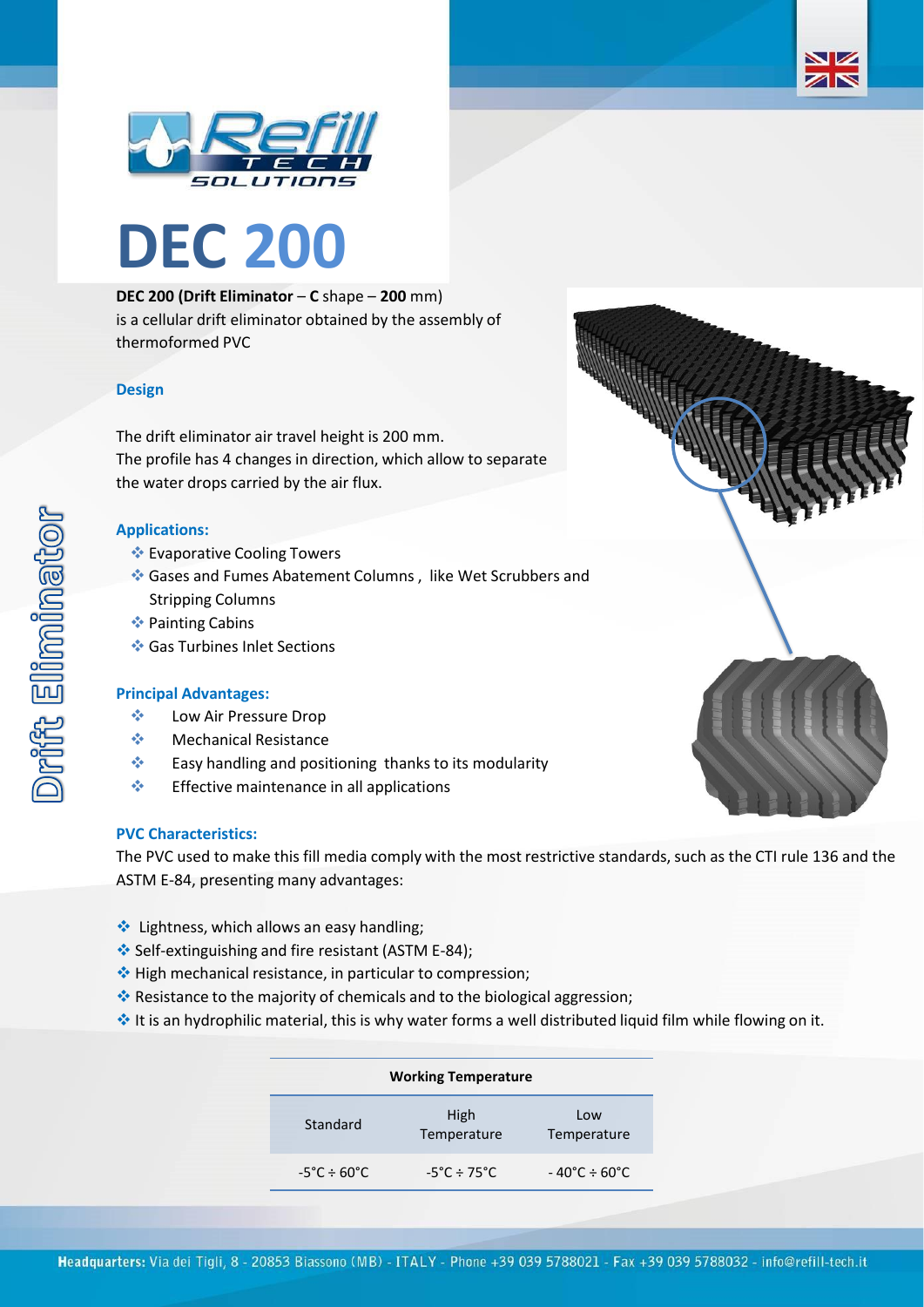# DEC 200

**DEC 200 (Drift Eliminator** – **C** shape – **200** mm) is a cellular drift eliminator obtained by the assembly of thermoformed PVC

**Design**

The drift eliminator air travel height is 200 mm.
The profile has 4 changes in direction, which allow to separate the water drops carried by the air flux.

**Applications:**

- Evaporative Cooling Towers
- Gases and Fumes Abatement Columns , like Wet Scrubbers and Stripping Columns
- Painting Cabins
- Gas Turbines Inlet Sections

**Principal Advantages:**

- Low Air Pressure Drop
- Mechanical Resistance
- Easy handling and positioning thanks to its modularity
- Effective maintenance in all applications

**PVC Characteristics:**

The PVC used to make this fill media comply with the most restrictive standards, such as the CTI rule 136 and the ASTM E-84, presenting many advantages:

- Lightness, which allows an easy handling;
- Self-extinguishing and fire resistant (ASTM E-84);
- High mechanical resistance, in particular to compression;
- Resistance to the majority of chemicals and to the biological aggression;
- It is an hydrophilic material, this is why water forms a well distributed liquid film while flowing on it.

| Working Temperature | | |
|---|---|---|
| Standard | High Temperature | Low Temperature |
| -5°C ÷ 60°C | -5°C ÷ 75°C | - 40°C ÷ 60°C |

Drift Eliminator

**Headquarters:** Via dei Tigli, 8 - 20853 Biassono (MB) - ITALY - Phone +39 039 5788021 - Fax +39 039 5788032 - info@refill-tech.it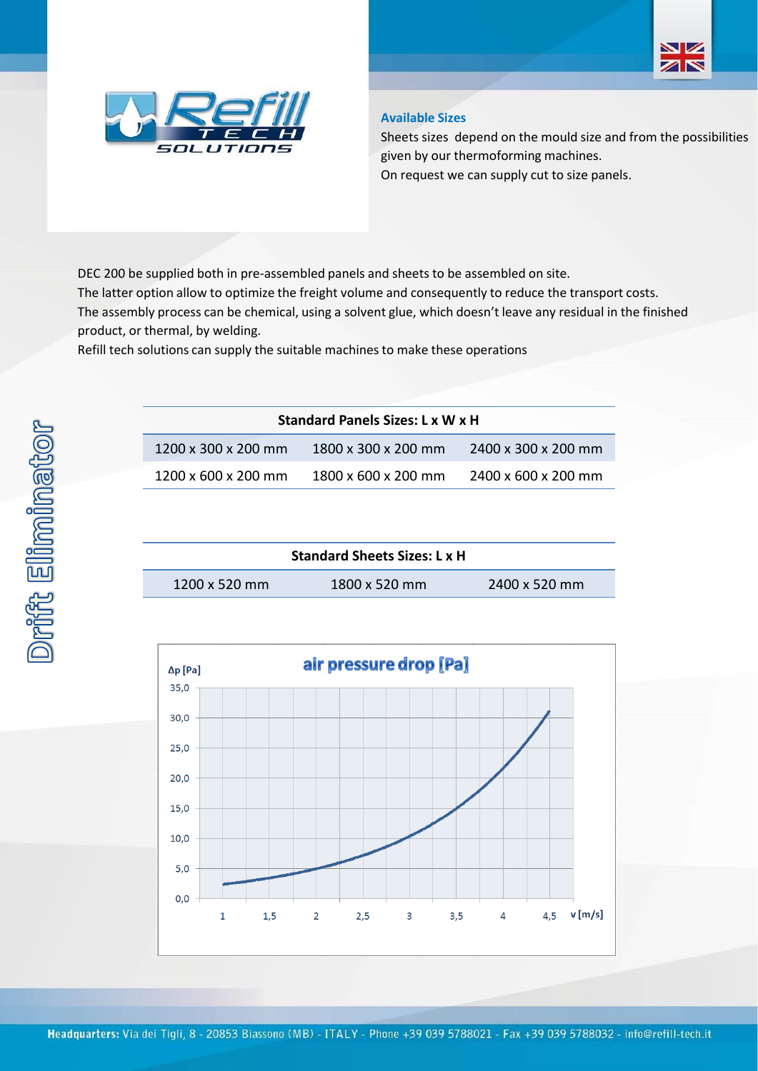## Available Sizes

Sheets sizes depend on the mould size and from the possibilities given by our thermoforming machines.
On request we can supply cut to size panels.

DEC 200 be supplied both in pre-assembled panels and sheets to be assembled on site.
The latter option allow to optimize the freight volume and consequently to reduce the transport costs.
The assembly process can be chemical, using a solvent glue, which doesn't leave any residual in the finished product, or thermal, by welding.
Refill tech solutions can supply the suitable machines to make these operations

# Drift Eliminator

| Standard Panels Sizes: L x W x H | | |
|---|---|---|
| 1200 x 300 x 200 mm | 1800 x 300 x 200 mm | 2400 x 300 x 200 mm |
| 1200 x 600 x 200 mm | 1800 x 600 x 200 mm | 2400 x 600 x 200 mm |

| Standard Sheets Sizes: L x H | | |
|---|---|---|
| 1200 x 520 mm | 1800 x 520 mm | 2400 x 520 mm |

air pressure drop [Pa]

Δp [Pa]

35,0
30,0
25,0
20,0
15,0
10,0
5,0
0,0

1 1,5 2 2,5 3 3,5 4 4,5 v [m/s]

**Headquarters:** Via dei Tigli, 8 - 20853 Biassono (MB) - ITALY - Phone +39 039 5788021 - Fax +39 039 5788032 - info@refill-tech.it